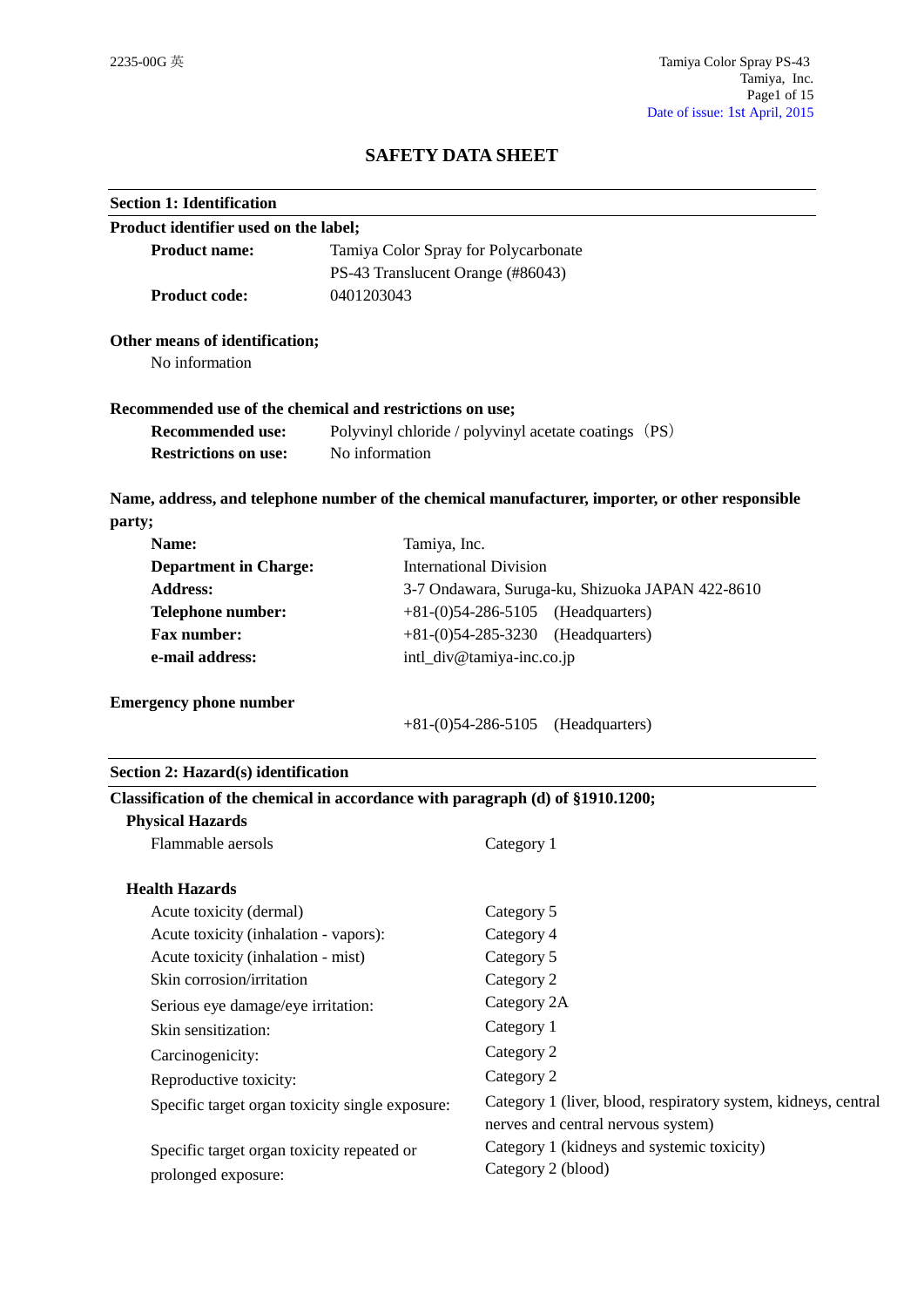# SAFETY DATA SHEET

## Section 1: Identification

**Product identifier used on the label;**

| | |
|---|---|
| **Product name:** | Tamiya Color Spray for Polycarbonate<br>PS-43 Translucent Orange (#86043) |
| **Product code:** | 0401203043 |

**Other means of identification;**

No information

**Recommended use of the chemical and restrictions on use;**

| | |
|---|---|
| **Recommended use:** | Polyvinyl chloride / polyvinyl acetate coatings（PS） |
| **Restrictions on use:** | No information |

**Name, address, and telephone number of the chemical manufacturer, importer, or other responsible party;**

| | |
|---|---|
| **Name:** | Tamiya, Inc. |
| **Department in Charge:** | International Division |
| **Address:** | 3-7 Ondawara, Suruga-ku, Shizuoka JAPAN 422-8610 |
| **Telephone number:** | +81-(0)54-286-5105 (Headquarters) |
| **Fax number:** | +81-(0)54-285-3230 (Headquarters) |
| **e-mail address:** | intl_div@tamiya-inc.co.jp |

**Emergency phone number**

+81-(0)54-286-5105 (Headquarters)

## Section 2: Hazard(s) identification

**Classification of the chemical in accordance with paragraph (d) of §1910.1200;**

**Physical Hazards**

| | |
|---|---|
| Flammable aerosols | Category 1 |

**Health Hazards**

| | |
|---|---|
| Acute toxicity (dermal) | Category 5 |
| Acute toxicity (inhalation - vapors): | Category 4 |
| Acute toxicity (inhalation - mist) | Category 5 |
| Skin corrosion/irritation | Category 2 |
| Serious eye damage/eye irritation: | Category 2A |
| Skin sensitization: | Category 1 |
| Carcinogenicity: | Category 2 |
| Reproductive toxicity: | Category 2 |
| Specific target organ toxicity single exposure: | Category 1 (liver, blood, respiratory system, kidneys, central nerves and central nervous system) |
| Specific target organ toxicity repeated or prolonged exposure: | Category 1 (kidneys and systemic toxicity)<br>Category 2 (blood) |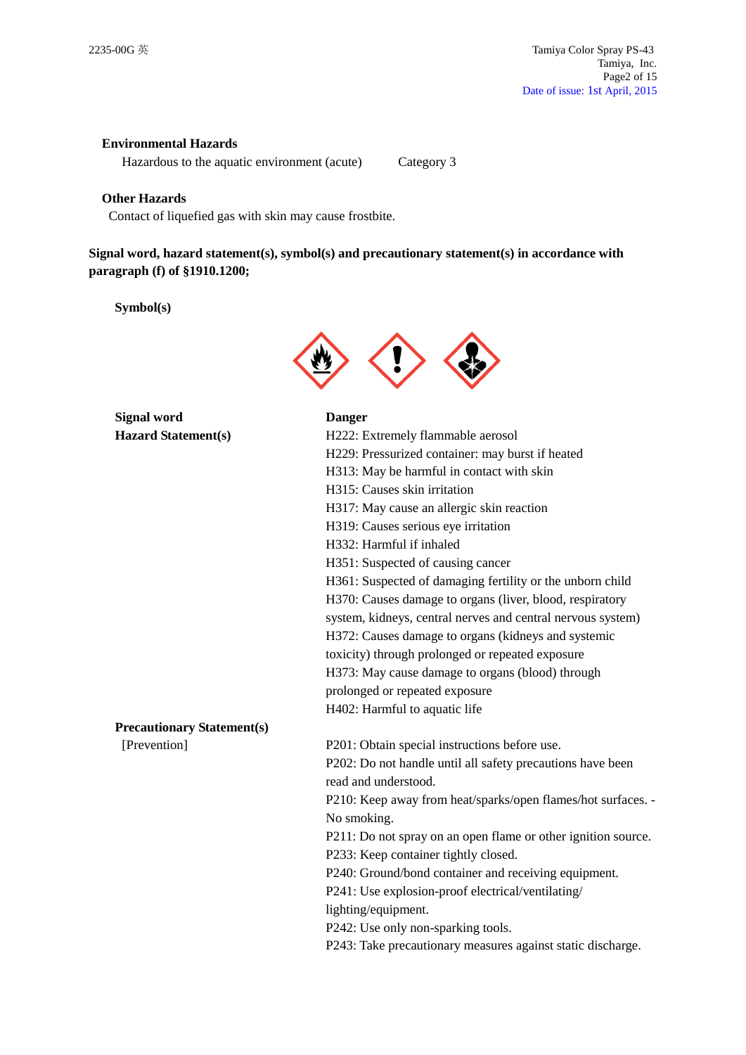**Environmental Hazards**

Hazardous to the aquatic environment (acute) Category 3

**Other Hazards**

Contact of liquefied gas with skin may cause frostbite.

**Signal word, hazard statement(s), symbol(s) and precautionary statement(s) in accordance with paragraph (f) of §1910.1200;**

**Symbol(s)**

**Signal word** **Danger**

**Hazard Statement(s)**

H222: Extremely flammable aerosol
H229: Pressurized container: may burst if heated
H313: May be harmful in contact with skin
H315: Causes skin irritation
H317: May cause an allergic skin reaction
H319: Causes serious eye irritation
H332: Harmful if inhaled
H351: Suspected of causing cancer
H361: Suspected of damaging fertility or the unborn child
H370: Causes damage to organs (liver, blood, respiratory system, kidneys, central nerves and central nervous system)
H372: Causes damage to organs (kidneys and systemic toxicity) through prolonged or repeated exposure
H373: May cause damage to organs (blood) through prolonged or repeated exposure
H402: Harmful to aquatic life

**Precautionary Statement(s)**

[Prevention]

P201: Obtain special instructions before use.
P202: Do not handle until all safety precautions have been read and understood.
P210: Keep away from heat/sparks/open flames/hot surfaces. - No smoking.
P211: Do not spray on an open flame or other ignition source.
P233: Keep container tightly closed.
P240: Ground/bond container and receiving equipment.
P241: Use explosion-proof electrical/ventilating/ lighting/equipment.
P242: Use only non-sparking tools.
P243: Take precautionary measures against static discharge.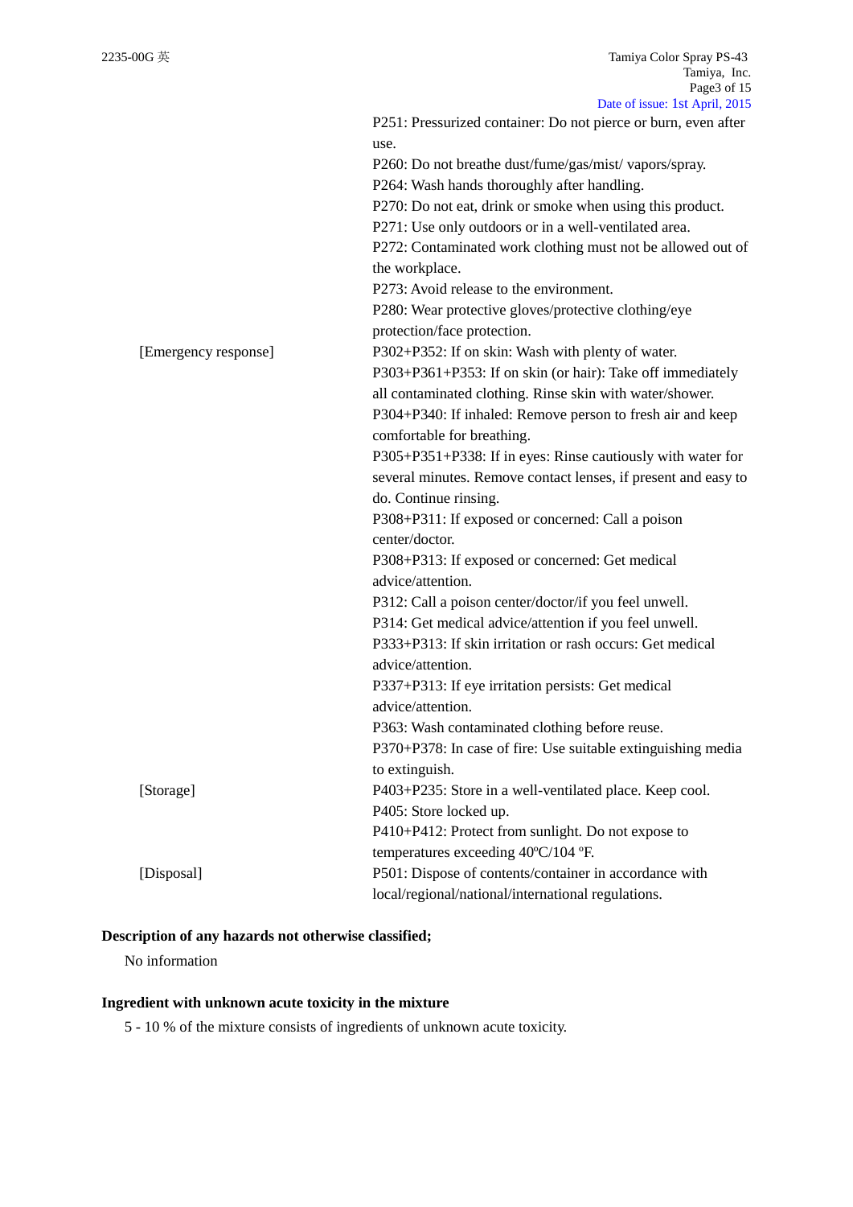| | |
|---|---|
| | P251: Pressurized container: Do not pierce or burn, even after use. |
| | P260: Do not breathe dust/fume/gas/mist/ vapors/spray. |
| | P264: Wash hands thoroughly after handling. |
| | P270: Do not eat, drink or smoke when using this product. |
| | P271: Use only outdoors or in a well-ventilated area. |
| | P272: Contaminated work clothing must not be allowed out of the workplace. |
| | P273: Avoid release to the environment. |
| | P280: Wear protective gloves/protective clothing/eye protection/face protection. |
| [Emergency response] | P302+P352: If on skin: Wash with plenty of water. |
| | P303+P361+P353: If on skin (or hair): Take off immediately all contaminated clothing. Rinse skin with water/shower. |
| | P304+P340: If inhaled: Remove person to fresh air and keep comfortable for breathing. |
| | P305+P351+P338: If in eyes: Rinse cautiously with water for several minutes. Remove contact lenses, if present and easy to do. Continue rinsing. |
| | P308+P311: If exposed or concerned: Call a poison center/doctor. |
| | P308+P313: If exposed or concerned: Get medical advice/attention. |
| | P312: Call a poison center/doctor/if you feel unwell. |
| | P314: Get medical advice/attention if you feel unwell. |
| | P333+P313: If skin irritation or rash occurs: Get medical advice/attention. |
| | P337+P313: If eye irritation persists: Get medical advice/attention. |
| | P363: Wash contaminated clothing before reuse. |
| | P370+P378: In case of fire: Use suitable extinguishing media to extinguish. |
| [Storage] | P403+P235: Store in a well-ventilated place. Keep cool. |
| | P405: Store locked up. |
| | P410+P412: Protect from sunlight. Do not expose to temperatures exceeding 40ºC/104 ºF. |
| [Disposal] | P501: Dispose of contents/container in accordance with local/regional/national/international regulations. |

**Description of any hazards not otherwise classified;**

No information

**Ingredient with unknown acute toxicity in the mixture**

5 - 10 % of the mixture consists of ingredients of unknown acute toxicity.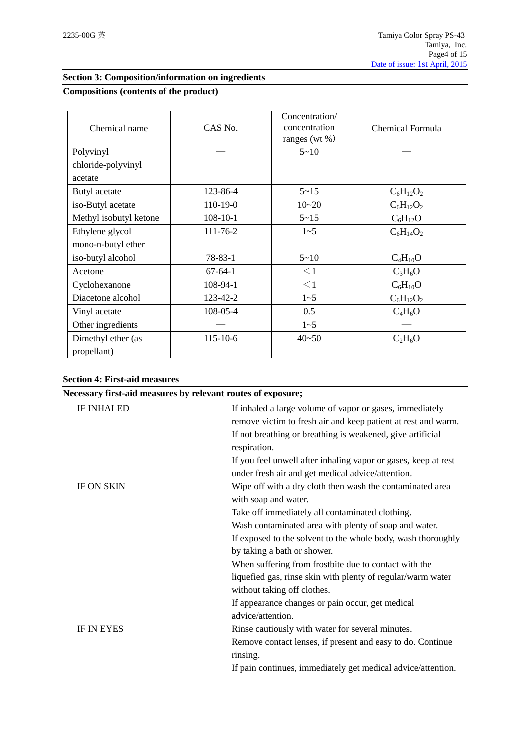## Section 3: Composition/information on ingredients

### Compositions (contents of the product)

| Chemical name | CAS No. | Concentration/ concentration ranges (wt %) | Chemical Formula |
|---|---|---|---|
| Polyvinyl chloride-polyvinyl acetate | — | 5~10 | — |
| Butyl acetate | 123-86-4 | 5~15 | $C_6H_{12}O_2$ |
| iso-Butyl acetate | 110-19-0 | 10~20 | $C_6H_{12}O_2$ |
| Methyl isobutyl ketone | 108-10-1 | 5~15 | $C_6H_{12}O$ |
| Ethylene glycol mono-n-butyl ether | 111-76-2 | 1~5 | $C_6H_{14}O_2$ |
| iso-butyl alcohol | 78-83-1 | 5~10 | $C_4H_{10}O$ |
| Acetone | 67-64-1 | ＜1 | $C_3H_6O$ |
| Cyclohexanone | 108-94-1 | ＜1 | $C_6H_{10}O$ |
| Diacetone alcohol | 123-42-2 | 1~5 | $C_6H_{12}O_2$ |
| Vinyl acetate | 108-05-4 | 0.5 | $C_4H_6O$ |
| Other ingredients | — | 1~5 | — |
| Dimethyl ether (as propellant) | 115-10-6 | 40~50 | $C_2H_6O$ |

## Section 4: First-aid measures

### Necessary first-aid measures by relevant routes of exposure;

**IF INHALED**

If inhaled a large volume of vapor or gases, immediately remove victim to fresh air and keep patient at rest and warm.
If not breathing or breathing is weakened, give artificial respiration.
If you feel unwell after inhaling vapor or gases, keep at rest under fresh air and get medical advice/attention.

**IF ON SKIN**

Wipe off with a dry cloth then wash the contaminated area with soap and water.
Take off immediately all contaminated clothing.
Wash contaminated area with plenty of soap and water.
If exposed to the solvent to the whole body, wash thoroughly by taking a bath or shower.
When suffering from frostbite due to contact with the liquefied gas, rinse skin with plenty of regular/warm water without taking off clothes.
If appearance changes or pain occur, get medical advice/attention.

**IF IN EYES**

Rinse cautiously with water for several minutes.
Remove contact lenses, if present and easy to do. Continue rinsing.
If pain continues, immediately get medical advice/attention.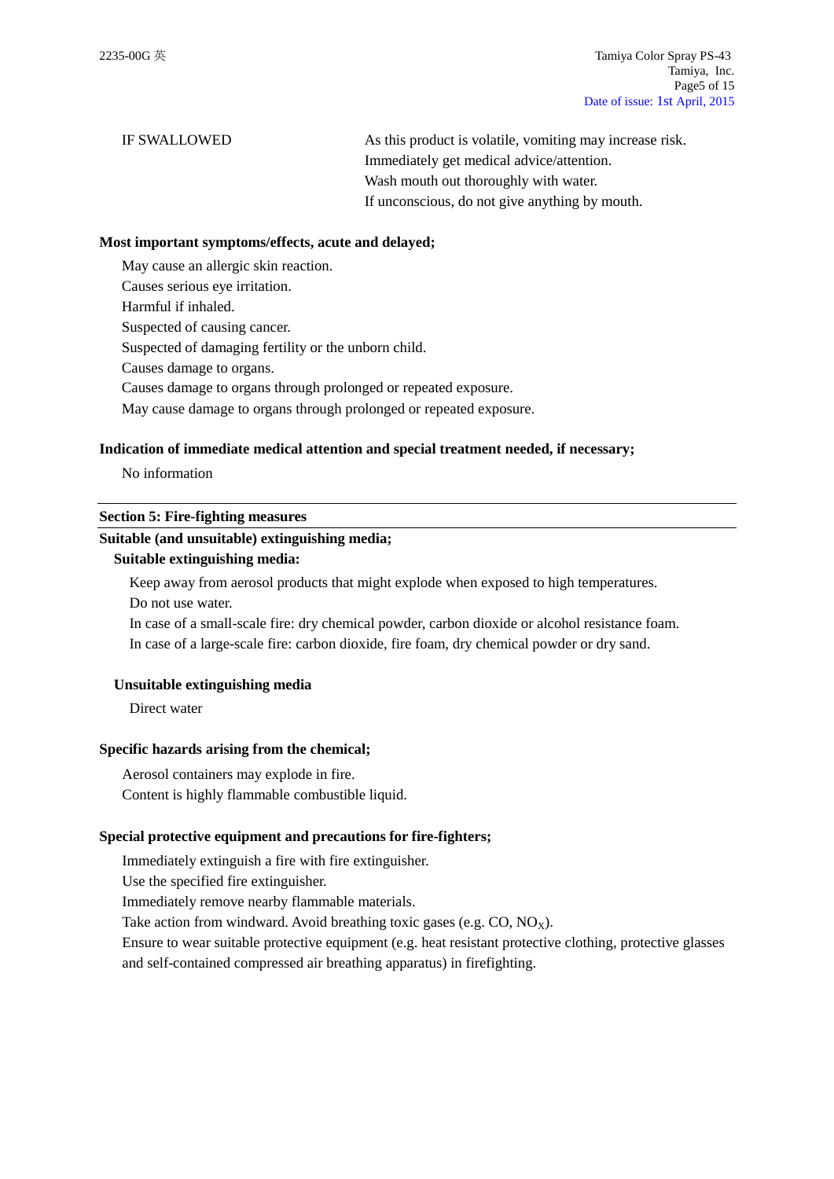| IF SWALLOWED | As this product is volatile, vomiting may increase risk.<br>Immediately get medical advice/attention.<br>Wash mouth out thoroughly with water.<br>If unconscious, do not give anything by mouth. |
|---|---|

**Most important symptoms/effects, acute and delayed;**

May cause an allergic skin reaction.
Causes serious eye irritation.
Harmful if inhaled.
Suspected of causing cancer.
Suspected of damaging fertility or the unborn child.
Causes damage to organs.
Causes damage to organs through prolonged or repeated exposure.
May cause damage to organs through prolonged or repeated exposure.

**Indication of immediate medical attention and special treatment needed, if necessary;**

No information

## Section 5: Fire-fighting measures

**Suitable (and unsuitable) extinguishing media;**

**Suitable extinguishing media:**

Keep away from aerosol products that might explode when exposed to high temperatures.
Do not use water.
In case of a small-scale fire: dry chemical powder, carbon dioxide or alcohol resistance foam.
In case of a large-scale fire: carbon dioxide, fire foam, dry chemical powder or dry sand.

**Unsuitable extinguishing media**

Direct water

**Specific hazards arising from the chemical;**

Aerosol containers may explode in fire.
Content is highly flammable combustible liquid.

**Special protective equipment and precautions for fire-fighters;**

Immediately extinguish a fire with fire extinguisher.
Use the specified fire extinguisher.
Immediately remove nearby flammable materials.
Take action from windward. Avoid breathing toxic gases (e.g. CO, $NO_X$).
Ensure to wear suitable protective equipment (e.g. heat resistant protective clothing, protective glasses and self-contained compressed air breathing apparatus) in firefighting.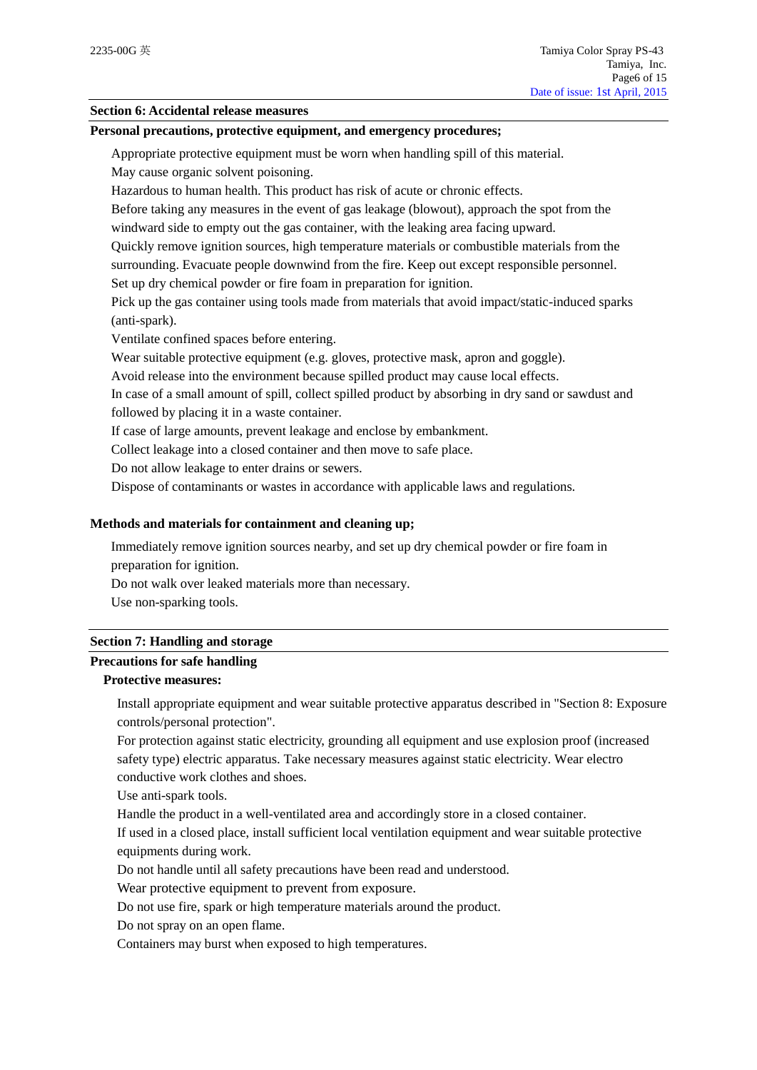## Section 6: Accidental release measures

### Personal precautions, protective equipment, and emergency procedures;

Appropriate protective equipment must be worn when handling spill of this material.
May cause organic solvent poisoning.
Hazardous to human health. This product has risk of acute or chronic effects.
Before taking any measures in the event of gas leakage (blowout), approach the spot from the windward side to empty out the gas container, with the leaking area facing upward.
Quickly remove ignition sources, high temperature materials or combustible materials from the surrounding. Evacuate people downwind from the fire. Keep out except responsible personnel.
Set up dry chemical powder or fire foam in preparation for ignition.
Pick up the gas container using tools made from materials that avoid impact/static-induced sparks (anti-spark).
Ventilate confined spaces before entering.
Wear suitable protective equipment (e.g. gloves, protective mask, apron and goggle).
Avoid release into the environment because spilled product may cause local effects.
In case of a small amount of spill, collect spilled product by absorbing in dry sand or sawdust and followed by placing it in a waste container.
If case of large amounts, prevent leakage and enclose by embankment.
Collect leakage into a closed container and then move to safe place.
Do not allow leakage to enter drains or sewers.
Dispose of contaminants or wastes in accordance with applicable laws and regulations.

### Methods and materials for containment and cleaning up;

Immediately remove ignition sources nearby, and set up dry chemical powder or fire foam in preparation for ignition.
Do not walk over leaked materials more than necessary.
Use non-sparking tools.

## Section 7: Handling and storage

### Precautions for safe handling

#### Protective measures:

Install appropriate equipment and wear suitable protective apparatus described in "Section 8: Exposure controls/personal protection".
For protection against static electricity, grounding all equipment and use explosion proof (increased safety type) electric apparatus. Take necessary measures against static electricity. Wear electro conductive work clothes and shoes.
Use anti-spark tools.
Handle the product in a well-ventilated area and accordingly store in a closed container.
If used in a closed place, install sufficient local ventilation equipment and wear suitable protective equipments during work.
Do not handle until all safety precautions have been read and understood.
Wear protective equipment to prevent from exposure.
Do not use fire, spark or high temperature materials around the product.
Do not spray on an open flame.
Containers may burst when exposed to high temperatures.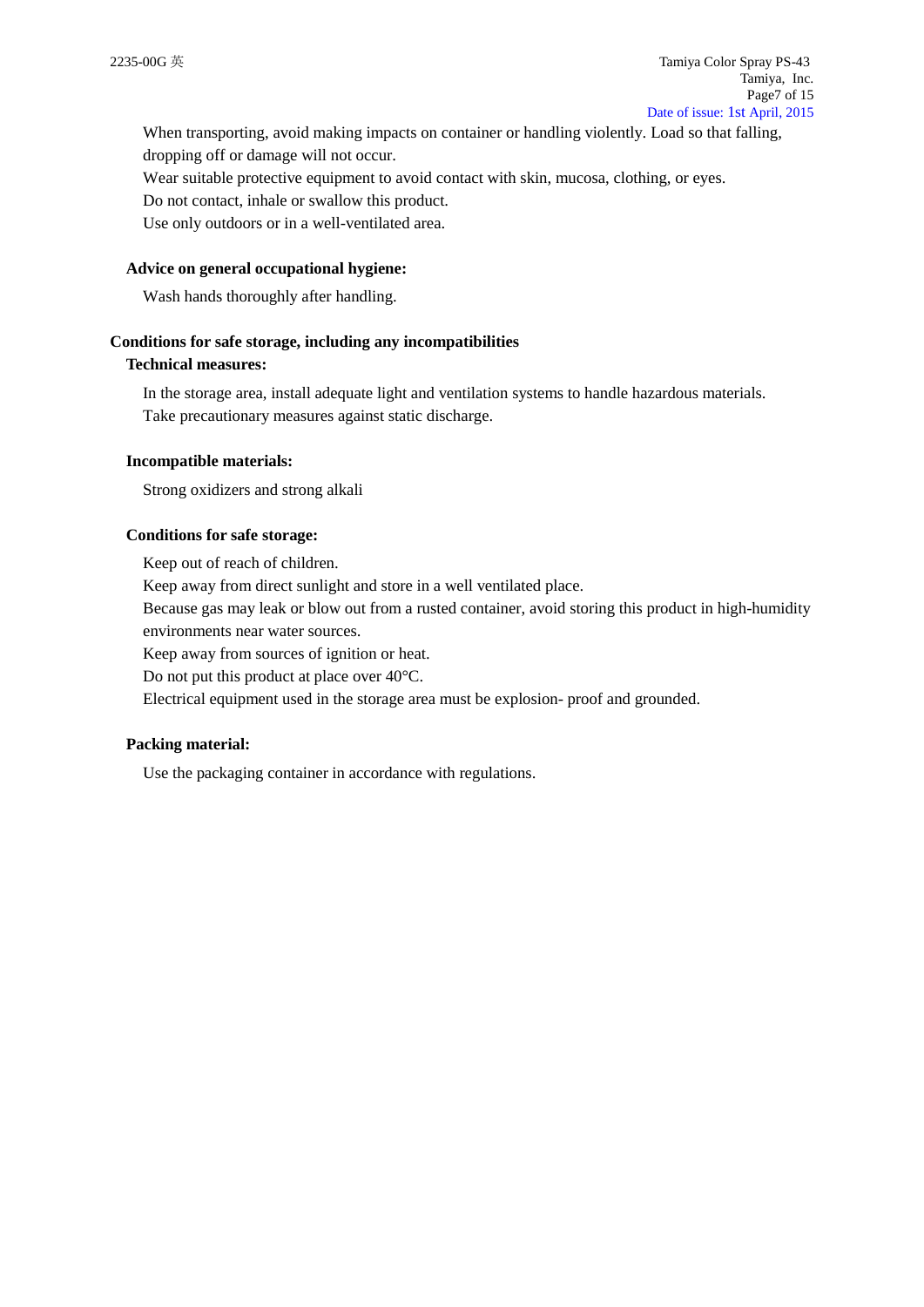When transporting, avoid making impacts on container or handling violently. Load so that falling, dropping off or damage will not occur.

Wear suitable protective equipment to avoid contact with skin, mucosa, clothing, or eyes.

Do not contact, inhale or swallow this product.

Use only outdoors or in a well-ventilated area.

**Advice on general occupational hygiene:**

Wash hands thoroughly after handling.

**Conditions for safe storage, including any incompatibilities**

**Technical measures:**

In the storage area, install adequate light and ventilation systems to handle hazardous materials.

Take precautionary measures against static discharge.

**Incompatible materials:**

Strong oxidizers and strong alkali

**Conditions for safe storage:**

Keep out of reach of children.

Keep away from direct sunlight and store in a well ventilated place.

Because gas may leak or blow out from a rusted container, avoid storing this product in high-humidity environments near water sources.

Keep away from sources of ignition or heat.

Do not put this product at place over 40°C.

Electrical equipment used in the storage area must be explosion- proof and grounded.

**Packing material:**

Use the packaging container in accordance with regulations.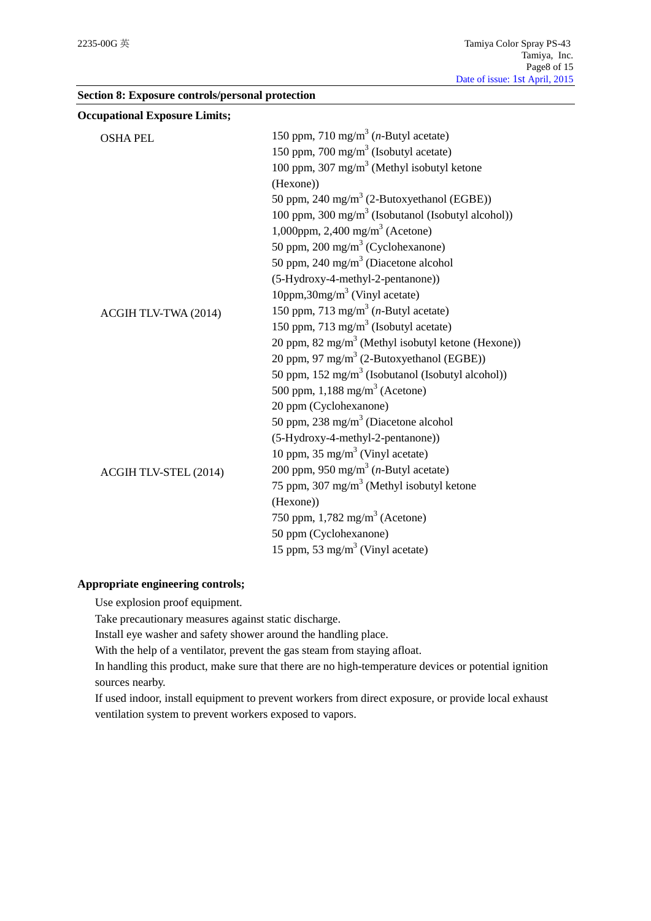**Section 8: Exposure controls/personal protection**

**Occupational Exposure Limits;**

| | |
|---|---|
| OSHA PEL | 150 ppm, 710 mg/m$^3$ (*n*-Butyl acetate)<br>150 ppm, 700 mg/m$^3$ (Isobutyl acetate)<br>100 ppm, 307 mg/m$^3$ (Methyl isobutyl ketone (Hexone))<br>50 ppm, 240 mg/m$^3$ (2-Butoxyethanol (EGBE))<br>100 ppm, 300 mg/m$^3$ (Isobutanol (Isobutyl alcohol))<br>1,000ppm, 2,400 mg/m$^3$ (Acetone)<br>50 ppm, 200 mg/m$^3$ (Cyclohexanone)<br>50 ppm, 240 mg/m$^3$ (Diacetone alcohol (5-Hydroxy-4-methyl-2-pentanone))<br>10ppm,30mg/m$^3$ (Vinyl acetate) |
| ACGIH TLV-TWA (2014) | 150 ppm, 713 mg/m$^3$ (*n*-Butyl acetate)<br>150 ppm, 713 mg/m$^3$ (Isobutyl acetate)<br>20 ppm, 82 mg/m$^3$ (Methyl isobutyl ketone (Hexone))<br>20 ppm, 97 mg/m$^3$ (2-Butoxyethanol (EGBE))<br>50 ppm, 152 mg/m$^3$ (Isobutanol (Isobutyl alcohol))<br>500 ppm, 1,188 mg/m$^3$ (Acetone)<br>20 ppm (Cyclohexanone)<br>50 ppm, 238 mg/m$^3$ (Diacetone alcohol (5-Hydroxy-4-methyl-2-pentanone))<br>10 ppm, 35 mg/m$^3$ (Vinyl acetate) |
| ACGIH TLV-STEL (2014) | 200 ppm, 950 mg/m$^3$ (*n*-Butyl acetate)<br>75 ppm, 307 mg/m$^3$ (Methyl isobutyl ketone (Hexone))<br>750 ppm, 1,782 mg/m$^3$ (Acetone)<br>50 ppm (Cyclohexanone)<br>15 ppm, 53 mg/m$^3$ (Vinyl acetate) |

**Appropriate engineering controls;**

Use explosion proof equipment.

Take precautionary measures against static discharge.

Install eye washer and safety shower around the handling place.

With the help of a ventilator, prevent the gas steam from staying afloat.

In handling this product, make sure that there are no high-temperature devices or potential ignition sources nearby.

If used indoor, install equipment to prevent workers from direct exposure, or provide local exhaust ventilation system to prevent workers exposed to vapors.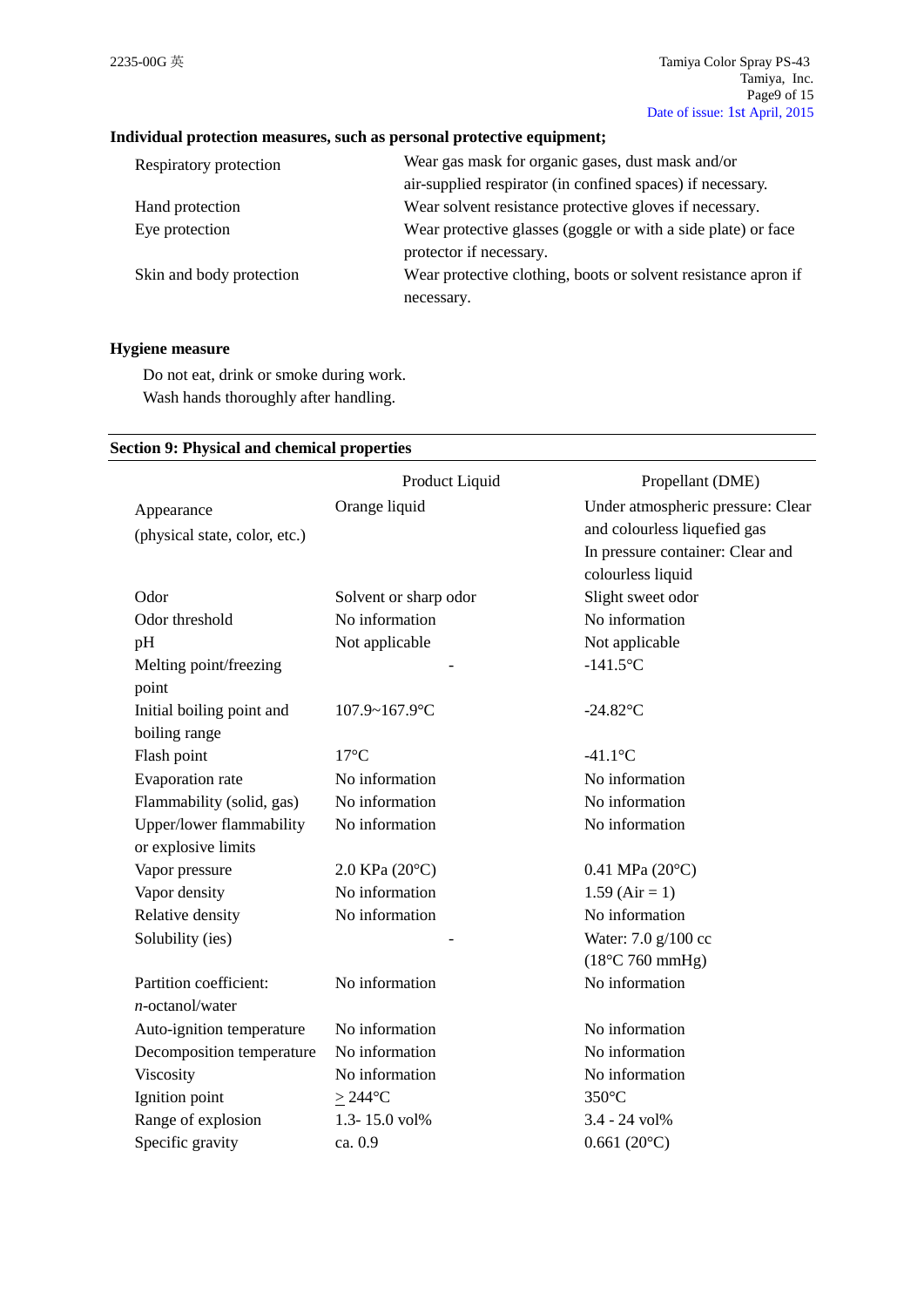**Individual protection measures, such as personal protective equipment;**

| | |
|---|---|
| Respiratory protection | Wear gas mask for organic gases, dust mask and/or air-supplied respirator (in confined spaces) if necessary. |
| Hand protection | Wear solvent resistance protective gloves if necessary. |
| Eye protection | Wear protective glasses (goggle or with a side plate) or face protector if necessary. |
| Skin and body protection | Wear protective clothing, boots or solvent resistance apron if necessary. |

**Hygiene measure**

Do not eat, drink or smoke during work.
Wash hands thoroughly after handling.

## Section 9: Physical and chemical properties

| | Product Liquid | Propellant (DME) |
|---|---|---|
| Appearance (physical state, color, etc.) | Orange liquid | Under atmospheric pressure: Clear and colourless liquefied gas<br>In pressure container: Clear and colourless liquid |
| Odor | Solvent or sharp odor | Slight sweet odor |
| Odor threshold | No information | No information |
| pH | Not applicable | Not applicable |
| Melting point/freezing point | - | -141.5°C |
| Initial boiling point and boiling range | 107.9~167.9°C | -24.82°C |
| Flash point | 17°C | -41.1°C |
| Evaporation rate | No information | No information |
| Flammability (solid, gas) | No information | No information |
| Upper/lower flammability or explosive limits | No information | No information |
| Vapor pressure | 2.0 KPa (20°C) | 0.41 MPa (20°C) |
| Vapor density | No information | 1.59 (Air = 1) |
| Relative density | No information | No information |
| Solubility (ies) | - | Water: 7.0 g/100 cc (18°C 760 mmHg) |
| Partition coefficient: *n*-octanol/water | No information | No information |
| Auto-ignition temperature | No information | No information |
| Decomposition temperature | No information | No information |
| Viscosity | No information | No information |
| Ignition point | ≥ 244°C | 350°C |
| Range of explosion | 1.3- 15.0 vol% | 3.4 - 24 vol% |
| Specific gravity | ca. 0.9 | 0.661 (20°C) |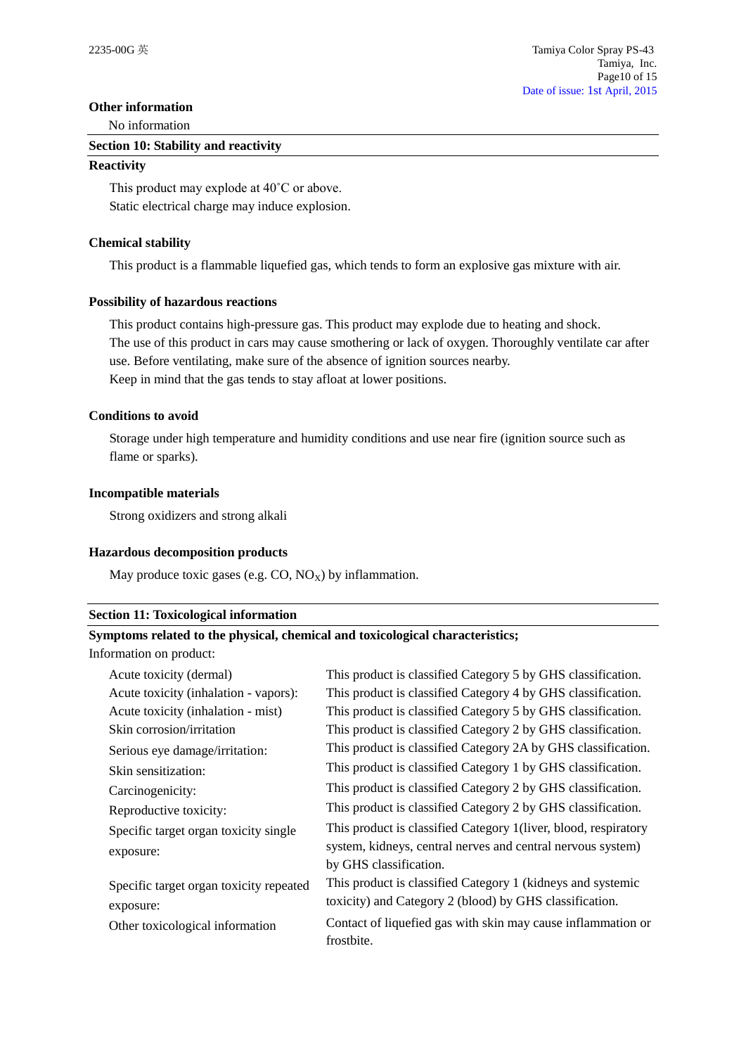**Other information**

No information

## Section 10: Stability and reactivity

**Reactivity**

This product may explode at 40˚C or above.
Static electrical charge may induce explosion.

**Chemical stability**

This product is a flammable liquefied gas, which tends to form an explosive gas mixture with air.

**Possibility of hazardous reactions**

This product contains high-pressure gas. This product may explode due to heating and shock.
The use of this product in cars may cause smothering or lack of oxygen. Thoroughly ventilate car after use. Before ventilating, make sure of the absence of ignition sources nearby.
Keep in mind that the gas tends to stay afloat at lower positions.

**Conditions to avoid**

Storage under high temperature and humidity conditions and use near fire (ignition source such as flame or sparks).

**Incompatible materials**

Strong oxidizers and strong alkali

**Hazardous decomposition products**

May produce toxic gases (e.g. CO, $NO_X$) by inflammation.

## Section 11: Toxicological information

**Symptoms related to the physical, chemical and toxicological characteristics;**

Information on product:

| | |
|---|---|
| Acute toxicity (dermal) | This product is classified Category 5 by GHS classification. |
| Acute toxicity (inhalation - vapors): | This product is classified Category 4 by GHS classification. |
| Acute toxicity (inhalation - mist) | This product is classified Category 5 by GHS classification. |
| Skin corrosion/irritation | This product is classified Category 2 by GHS classification. |
| Serious eye damage/irritation: | This product is classified Category 2A by GHS classification. |
| Skin sensitization: | This product is classified Category 1 by GHS classification. |
| Carcinogenicity: | This product is classified Category 2 by GHS classification. |
| Reproductive toxicity: | This product is classified Category 2 by GHS classification. |
| Specific target organ toxicity single exposure: | This product is classified Category 1(liver, blood, respiratory system, kidneys, central nerves and central nervous system) by GHS classification. |
| Specific target organ toxicity repeated exposure: | This product is classified Category 1 (kidneys and systemic toxicity) and Category 2 (blood) by GHS classification. |
| Other toxicological information | Contact of liquefied gas with skin may cause inflammation or frostbite. |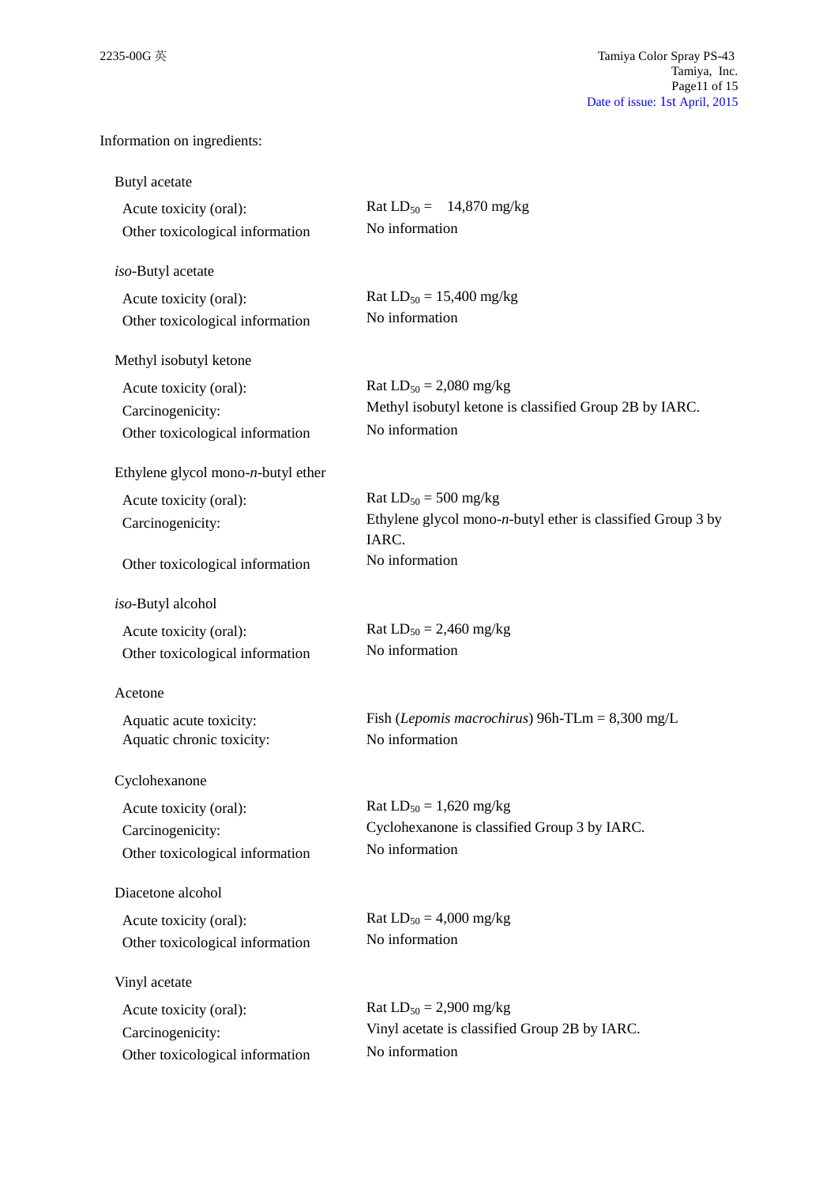Information on ingredients:

Butyl acetate

| | |
|---|---|
| Acute toxicity (oral): | Rat $LD_{50}$ = 14,870 mg/kg |
| Other toxicological information | No information |

*iso*-Butyl acetate

| | |
|---|---|
| Acute toxicity (oral): | Rat $LD_{50}$ = 15,400 mg/kg |
| Other toxicological information | No information |

Methyl isobutyl ketone

| | |
|---|---|
| Acute toxicity (oral): | Rat $LD_{50}$ = 2,080 mg/kg |
| Carcinogenicity: | Methyl isobutyl ketone is classified Group 2B by IARC. |
| Other toxicological information | No information |

Ethylene glycol mono-*n*-butyl ether

| | |
|---|---|
| Acute toxicity (oral): | Rat $LD_{50}$ = 500 mg/kg |
| Carcinogenicity: | Ethylene glycol mono-*n*-butyl ether is classified Group 3 by IARC. |
| Other toxicological information | No information |

*iso*-Butyl alcohol

| | |
|---|---|
| Acute toxicity (oral): | Rat $LD_{50}$ = 2,460 mg/kg |
| Other toxicological information | No information |

Acetone

| | |
|---|---|
| Aquatic acute toxicity: | Fish (*Lepomis macrochirus*) 96h-TLm = 8,300 mg/L |
| Aquatic chronic toxicity: | No information |

Cyclohexanone

| | |
|---|---|
| Acute toxicity (oral): | Rat $LD_{50}$ = 1,620 mg/kg |
| Carcinogenicity: | Cyclohexanone is classified Group 3 by IARC. |
| Other toxicological information | No information |

Diacetone alcohol

| | |
|---|---|
| Acute toxicity (oral): | Rat $LD_{50}$ = 4,000 mg/kg |
| Other toxicological information | No information |

Vinyl acetate

| | |
|---|---|
| Acute toxicity (oral): | Rat $LD_{50}$ = 2,900 mg/kg |
| Carcinogenicity: | Vinyl acetate is classified Group 2B by IARC. |
| Other toxicological information | No information |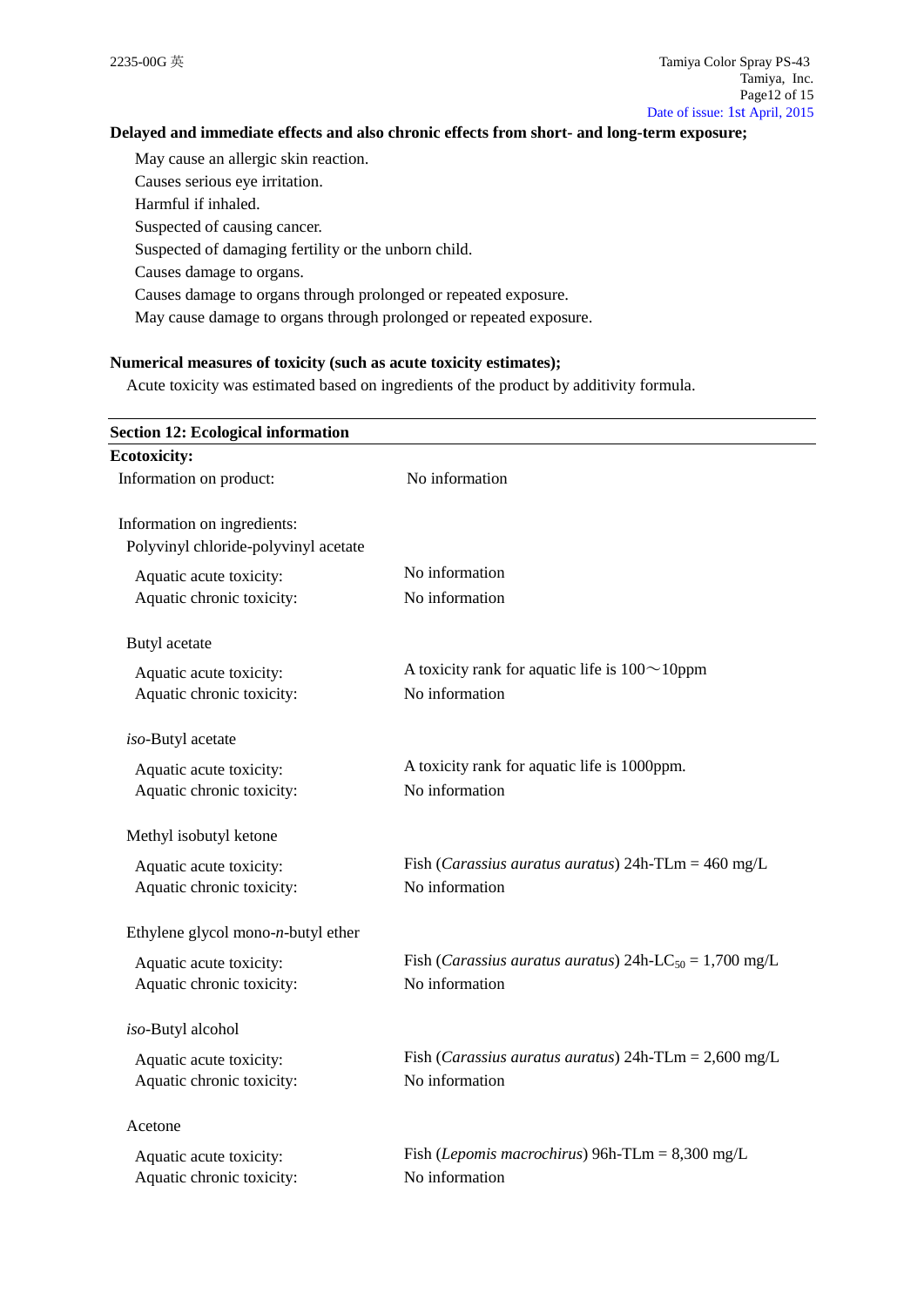**Delayed and immediate effects and also chronic effects from short- and long-term exposure;**

May cause an allergic skin reaction.
Causes serious eye irritation.
Harmful if inhaled.
Suspected of causing cancer.
Suspected of damaging fertility or the unborn child.
Causes damage to organs.
Causes damage to organs through prolonged or repeated exposure.
May cause damage to organs through prolonged or repeated exposure.

**Numerical measures of toxicity (such as acute toxicity estimates);**

Acute toxicity was estimated based on ingredients of the product by additivity formula.

## Section 12: Ecological information

**Ecotoxicity:**

Information on product: No information

Information on ingredients:

Polyvinyl chloride-polyvinyl acetate

| | |
|---|---|
| Aquatic acute toxicity: | No information |
| Aquatic chronic toxicity: | No information |

Butyl acetate

| | |
|---|---|
| Aquatic acute toxicity: | A toxicity rank for aquatic life is 100～10ppm |
| Aquatic chronic toxicity: | No information |

*iso*-Butyl acetate

| | |
|---|---|
| Aquatic acute toxicity: | A toxicity rank for aquatic life is 1000ppm. |
| Aquatic chronic toxicity: | No information |

Methyl isobutyl ketone

| | |
|---|---|
| Aquatic acute toxicity: | Fish (*Carassius auratus auratus*) 24h-TLm = 460 mg/L |
| Aquatic chronic toxicity: | No information |

Ethylene glycol mono-*n*-butyl ether

| | |
|---|---|
| Aquatic acute toxicity: | Fish (*Carassius auratus auratus*) 24h-$LC_{50}$ = 1,700 mg/L |
| Aquatic chronic toxicity: | No information |

*iso*-Butyl alcohol

| | |
|---|---|
| Aquatic acute toxicity: | Fish (*Carassius auratus auratus*) 24h-TLm = 2,600 mg/L |
| Aquatic chronic toxicity: | No information |

Acetone

| | |
|---|---|
| Aquatic acute toxicity: | Fish (*Lepomis macrochirus*) 96h-TLm = 8,300 mg/L |
| Aquatic chronic toxicity: | No information |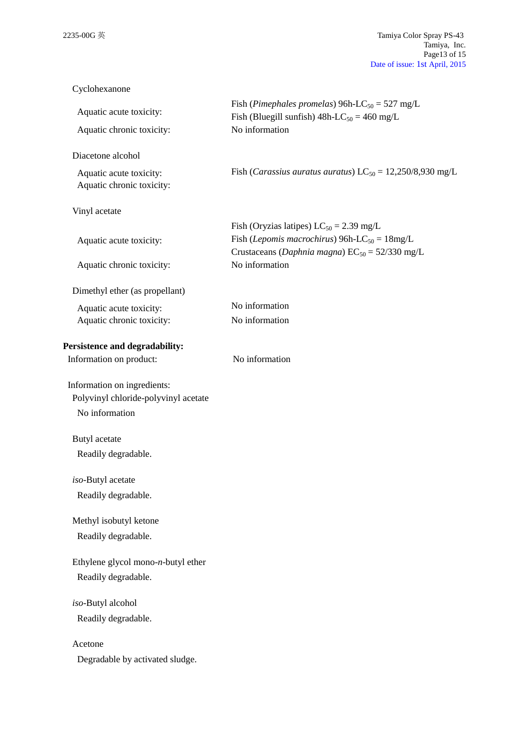Cyclohexanone

| | |
|---|---|
| Aquatic acute toxicity: | Fish (*Pimephales promelas*) 96h-$LC_{50}$ = 527 mg/L<br>Fish (Bluegill sunfish) 48h-$LC_{50}$ = 460 mg/L |
| Aquatic chronic toxicity: | No information |

Diacetone alcohol

| | |
|---|---|
| Aquatic acute toxicity: | Fish (*Carassius auratus auratus*) $LC_{50}$ = 12,250/8,930 mg/L |
| Aquatic chronic toxicity: | |

Vinyl acetate

| | |
|---|---|
| Aquatic acute toxicity: | Fish (Oryzias latipes) $LC_{50}$ = 2.39 mg/L<br>Fish (*Lepomis macrochirus*) 96h-$LC_{50}$ = 18mg/L<br>Crustaceans (*Daphnia magna*) $EC_{50}$ = 52/330 mg/L |
| Aquatic chronic toxicity: | No information |

Dimethyl ether (as propellant)

| | |
|---|---|
| Aquatic acute toxicity: | No information |
| Aquatic chronic toxicity: | No information |

**Persistence and degradability:**

Information on product: No information

Information on ingredients:

Polyvinyl chloride-polyvinyl acetate

No information

Butyl acetate

Readily degradable.

*iso*-Butyl acetate

Readily degradable.

Methyl isobutyl ketone

Readily degradable.

Ethylene glycol mono-*n*-butyl ether

Readily degradable.

*iso*-Butyl alcohol

Readily degradable.

Acetone

Degradable by activated sludge.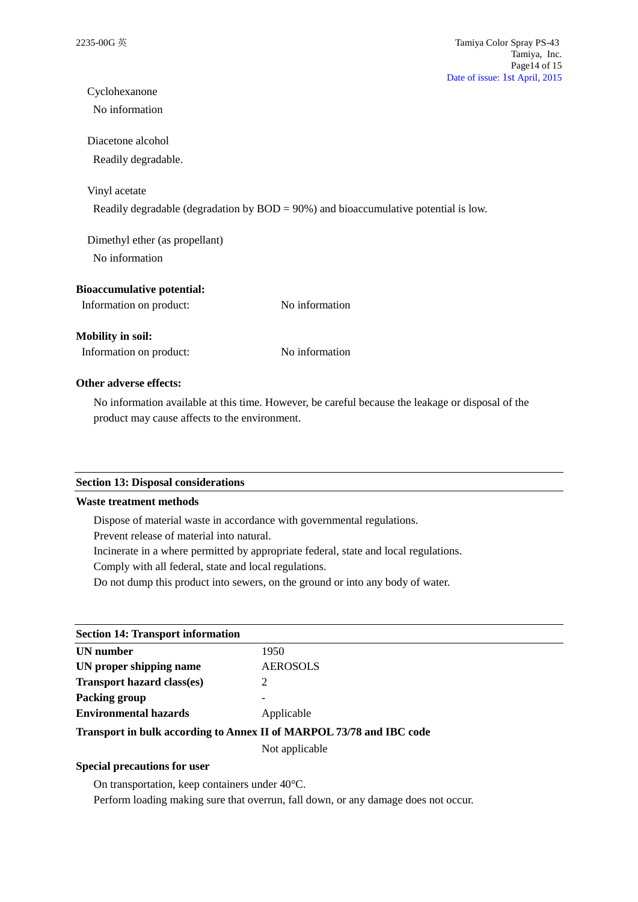Cyclohexanone

No information

Diacetone alcohol

Readily degradable.

Vinyl acetate

Readily degradable (degradation by BOD = 90%) and bioaccumulative potential is low.

Dimethyl ether (as propellant)

No information

**Bioaccumulative potential:**

| | |
|---|---|
| Information on product: | No information |

**Mobility in soil:**

| | |
|---|---|
| Information on product: | No information |

**Other adverse effects:**

No information available at this time. However, be careful because the leakage or disposal of the product may cause affects to the environment.

## Section 13: Disposal considerations

**Waste treatment methods**

Dispose of material waste in accordance with governmental regulations.
Prevent release of material into natural.
Incinerate in a where permitted by appropriate federal, state and local regulations.
Comply with all federal, state and local regulations.
Do not dump this product into sewers, on the ground or into any body of water.

## Section 14: Transport information

| | |
|---|---|
| **UN number** | 1950 |
| **UN proper shipping name** | AEROSOLS |
| **Transport hazard class(es)** | 2 |
| **Packing group** | - |
| **Environmental hazards** | Applicable |

**Transport in bulk according to Annex II of MARPOL 73/78 and IBC code**

Not applicable

**Special precautions for user**

On transportation, keep containers under 40°C.
Perform loading making sure that overrun, fall down, or any damage does not occur.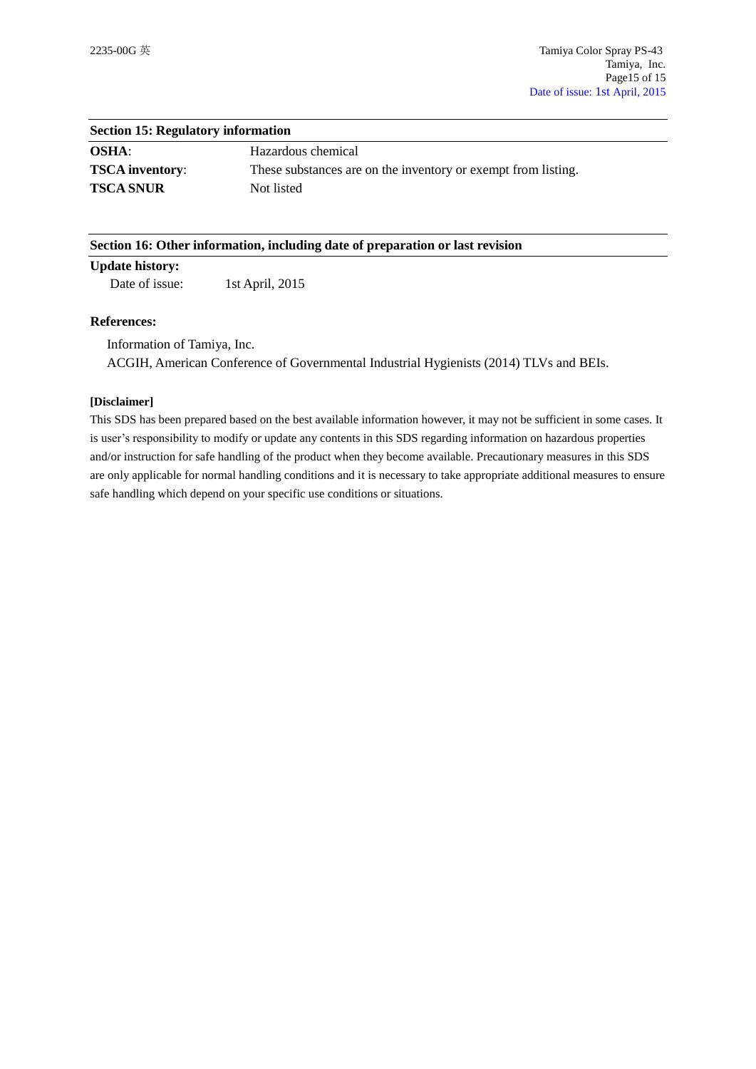## Section 15: Regulatory information

| | |
|---|---|
| **OSHA**: | Hazardous chemical |
| **TSCA inventory**: | These substances are on the inventory or exempt from listing. |
| **TSCA SNUR** | Not listed |

## Section 16: Other information, including date of preparation or last revision

**Update history:**

Date of issue: 1st April, 2015

**References:**

Information of Tamiya, Inc.

ACGIH, American Conference of Governmental Industrial Hygienists (2014) TLVs and BEIs.

**[Disclaimer]**

This SDS has been prepared based on the best available information however, it may not be sufficient in some cases. It is user's responsibility to modify or update any contents in this SDS regarding information on hazardous properties and/or instruction for safe handling of the product when they become available. Precautionary measures in this SDS are only applicable for normal handling conditions and it is necessary to take appropriate additional measures to ensure safe handling which depend on your specific use conditions or situations.